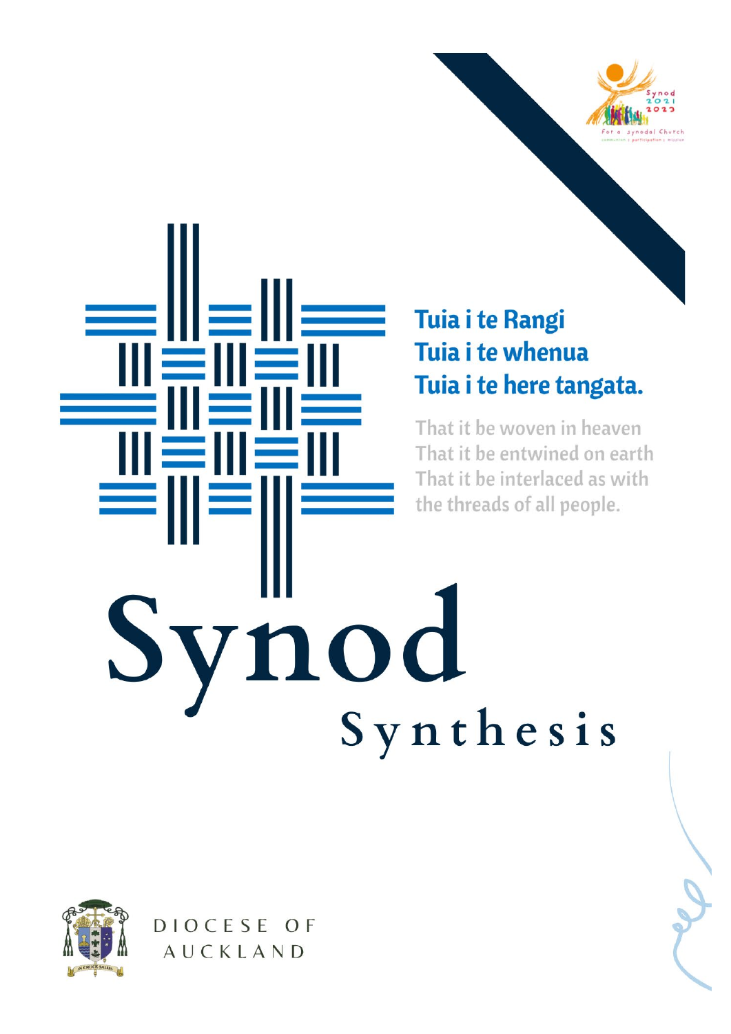**Tuia i te Rangi**
**Tuia i te whenua**
**Tuia i te here tangata.**

That it be woven in heaven
That it be entwined on earth
That it be interlaced as with the threads of all people.

# Synod

## Synthesis

Synod 2021 2023
For a synodal Church
communion | participation | mission

IN CRUCE SALUS

DIOCESE OF AUCKLAND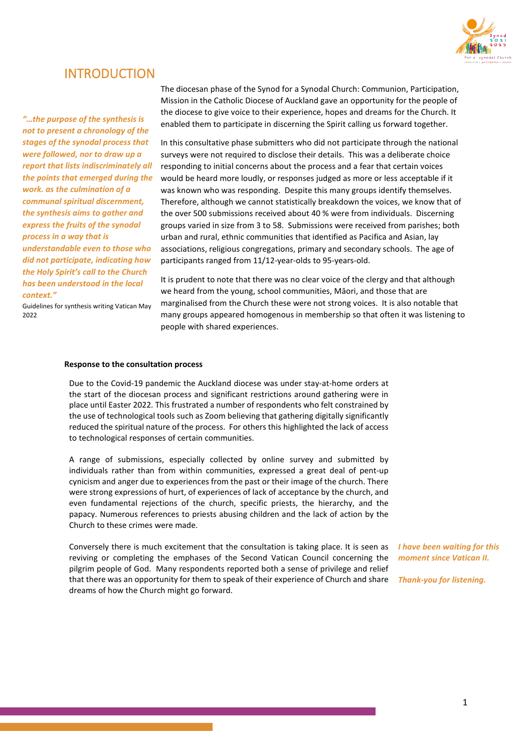# INTRODUCTION

*"…the purpose of the synthesis is not to present a chronology of the stages of the synodal process that were followed, nor to draw up a report that lists indiscriminately all the points that emerged during the work. as the culmination of a communal spiritual discernment, the synthesis aims to gather and express the fruits of the synodal process in a way that is understandable even to those who did not participate, indicating how the Holy Spirit's call to the Church has been understood in the local context."*

Guidelines for synthesis writing Vatican May 2022

The diocesan phase of the Synod for a Synodal Church: Communion, Participation, Mission in the Catholic Diocese of Auckland gave an opportunity for the people of the diocese to give voice to their experience, hopes and dreams for the Church. It enabled them to participate in discerning the Spirit calling us forward together.

In this consultative phase submitters who did not participate through the national surveys were not required to disclose their details. This was a deliberate choice responding to initial concerns about the process and a fear that certain voices would be heard more loudly, or responses judged as more or less acceptable if it was known who was responding. Despite this many groups identify themselves. Therefore, although we cannot statistically breakdown the voices, we know that of the over 500 submissions received about 40 % were from individuals. Discerning groups varied in size from 3 to 58. Submissions were received from parishes; both urban and rural, ethnic communities that identified as Pacifica and Asian, lay associations, religious congregations, primary and secondary schools. The age of participants ranged from 11/12-year-olds to 95-years-old.

It is prudent to note that there was no clear voice of the clergy and that although we heard from the young, school communities, Māori, and those that are marginalised from the Church these were not strong voices. It is also notable that many groups appeared homogenous in membership so that often it was listening to people with shared experiences.

**Response to the consultation process**

Due to the Covid-19 pandemic the Auckland diocese was under stay-at-home orders at the start of the diocesan process and significant restrictions around gathering were in place until Easter 2022. This frustrated a number of respondents who felt constrained by the use of technological tools such as Zoom believing that gathering digitally significantly reduced the spiritual nature of the process. For others this highlighted the lack of access to technological responses of certain communities.

A range of submissions, especially collected by online survey and submitted by individuals rather than from within communities, expressed a great deal of pent-up cynicism and anger due to experiences from the past or their image of the church. There were strong expressions of hurt, of experiences of lack of acceptance by the church, and even fundamental rejections of the church, specific priests, the hierarchy, and the papacy. Numerous references to priests abusing children and the lack of action by the Church to these crimes were made.

Conversely there is much excitement that the consultation is taking place. It is seen as reviving or completing the emphases of the Second Vatican Council concerning the pilgrim people of God. Many respondents reported both a sense of privilege and relief that there was an opportunity for them to speak of their experience of Church and share dreams of how the Church might go forward.

***I have been waiting for this moment since Vatican II.***

***Thank-you for listening.***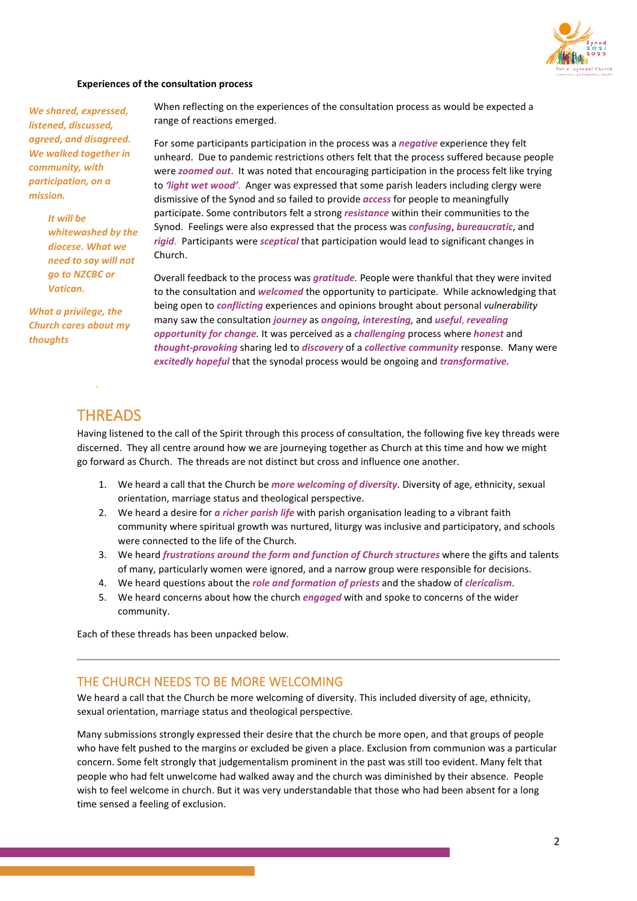**Experiences of the consultation process**

*We shared, expressed, listened, discussed, agreed, and disagreed. We walked together in community, with participation, on a mission.*

*It will be whitewashed by the diocese. What we need to say will not go to NZCBC or Vatican.*

*What a privilege, the Church cares about my thoughts*

When reflecting on the experiences of the consultation process as would be expected a range of reactions emerged.

For some participants participation in the process was a ***negative*** experience they felt unheard. Due to pandemic restrictions others felt that the process suffered because people were ***zoomed out***. It was noted that encouraging participation in the process felt like trying to ***'light wet wood'***. Anger was expressed that some parish leaders including clergy were dismissive of the Synod and so failed to provide ***access*** for people to meaningfully participate. Some contributors felt a strong ***resistance*** within their communities to the Synod. Feelings were also expressed that the process was ***confusing***, ***bureaucratic***, and ***rigid***. Participants were ***sceptical*** that participation would lead to significant changes in Church.

Overall feedback to the process was ***gratitude***. People were thankful that they were invited to the consultation and ***welcomed*** the opportunity to participate. While acknowledging that being open to ***conflicting*** experiences and opinions brought about personal *vulnerability* many saw the consultation ***journey*** as ***ongoing***, ***interesting***, and ***useful***, ***revealing opportunity for change***. It was perceived as a ***challenging*** process where ***honest*** and ***thought-provoking*** sharing led to ***discovery*** of a ***collective community*** response. Many were ***excitedly hopeful*** that the synodal process would be ongoing and ***transformative***.

# THREADS

Having listened to the call of the Spirit through this process of consultation, the following five key threads were discerned. They all centre around how we are journeying together as Church at this time and how we might go forward as Church. The threads are not distinct but cross and influence one another.

1. We heard a call that the Church be ***more welcoming of diversity***. Diversity of age, ethnicity, sexual orientation, marriage status and theological perspective.
2. We heard a desire for ***a richer parish life*** with parish organisation leading to a vibrant faith community where spiritual growth was nurtured, liturgy was inclusive and participatory, and schools were connected to the life of the Church.
3. We heard ***frustrations around the form and function of Church structures*** where the gifts and talents of many, particularly women were ignored, and a narrow group were responsible for decisions.
4. We heard questions about the ***role and formation of priests*** and the shadow of ***clericalism***.
5. We heard concerns about how the church ***engaged*** with and spoke to concerns of the wider community.

Each of these threads has been unpacked below.

## THE CHURCH NEEDS TO BE MORE WELCOMING

We heard a call that the Church be more welcoming of diversity. This included diversity of age, ethnicity, sexual orientation, marriage status and theological perspective.

Many submissions strongly expressed their desire that the church be more open, and that groups of people who have felt pushed to the margins or excluded be given a place. Exclusion from communion was a particular concern. Some felt strongly that judgementalism prominent in the past was still too evident. Many felt that people who had felt unwelcome had walked away and the church was diminished by their absence. People wish to feel welcome in church. But it was very understandable that those who had been absent for a long time sensed a feeling of exclusion.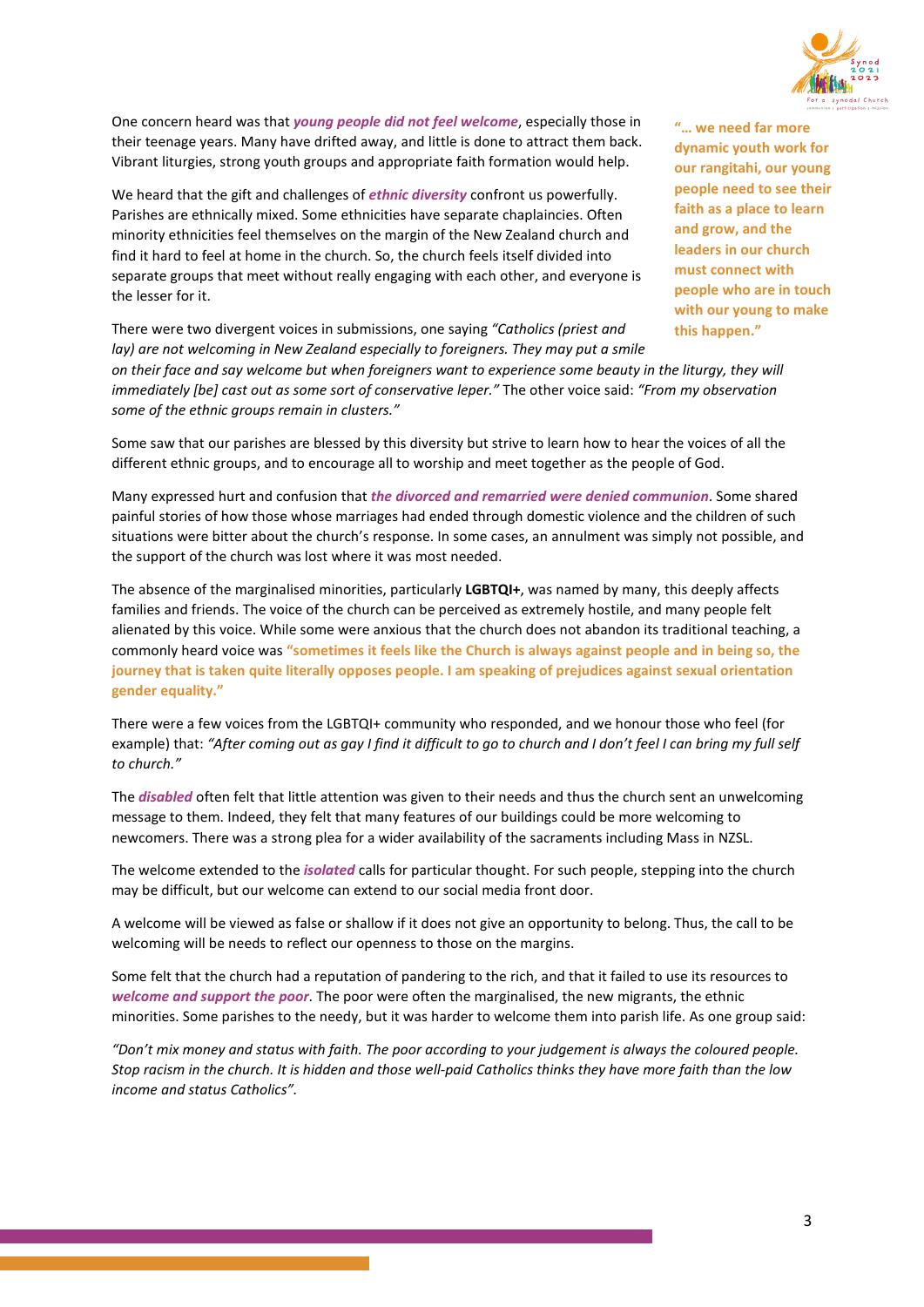One concern heard was that ***young people did not feel welcome***, especially those in their teenage years. Many have drifted away, and little is done to attract them back. Vibrant liturgies, strong youth groups and appropriate faith formation would help.

**"… we need far more dynamic youth work for our rangitahi, our young people need to see their faith as a place to learn and grow, and the leaders in our church must connect with people who are in touch with our young to make this happen."**

We heard that the gift and challenges of ***ethnic diversity*** confront us powerfully. Parishes are ethnically mixed. Some ethnicities have separate chaplaincies. Often minority ethnicities feel themselves on the margin of the New Zealand church and find it hard to feel at home in the church. So, the church feels itself divided into separate groups that meet without really engaging with each other, and everyone is the lesser for it.

There were two divergent voices in submissions, one saying *"Catholics (priest and lay) are not welcoming in New Zealand especially to foreigners. They may put a smile on their face and say welcome but when foreigners want to experience some beauty in the liturgy, they will immediately [be] cast out as some sort of conservative leper."* The other voice said: *"From my observation some of the ethnic groups remain in clusters."*

Some saw that our parishes are blessed by this diversity but strive to learn how to hear the voices of all the different ethnic groups, and to encourage all to worship and meet together as the people of God.

Many expressed hurt and confusion that ***the divorced and remarried were denied communion***. Some shared painful stories of how those whose marriages had ended through domestic violence and the children of such situations were bitter about the church's response. In some cases, an annulment was simply not possible, and the support of the church was lost where it was most needed.

The absence of the marginalised minorities, particularly **LGBTQI+**, was named by many, this deeply affects families and friends. The voice of the church can be perceived as extremely hostile, and many people felt alienated by this voice. While some were anxious that the church does not abandon its traditional teaching, a commonly heard voice was **"sometimes it feels like the Church is always against people and in being so, the journey that is taken quite literally opposes people. I am speaking of prejudices against sexual orientation gender equality."**

There were a few voices from the LGBTQI+ community who responded, and we honour those who feel (for example) that: *"After coming out as gay I find it difficult to go to church and I don't feel I can bring my full self to church."*

The ***disabled*** often felt that little attention was given to their needs and thus the church sent an unwelcoming message to them. Indeed, they felt that many features of our buildings could be more welcoming to newcomers. There was a strong plea for a wider availability of the sacraments including Mass in NZSL.

The welcome extended to the ***isolated*** calls for particular thought. For such people, stepping into the church may be difficult, but our welcome can extend to our social media front door.

A welcome will be viewed as false or shallow if it does not give an opportunity to belong. Thus, the call to be welcoming will be needs to reflect our openness to those on the margins.

Some felt that the church had a reputation of pandering to the rich, and that it failed to use its resources to ***welcome and support the poor***. The poor were often the marginalised, the new migrants, the ethnic minorities. Some parishes to the needy, but it was harder to welcome them into parish life. As one group said:

*"Don't mix money and status with faith. The poor according to your judgement is always the coloured people. Stop racism in the church. It is hidden and those well-paid Catholics thinks they have more faith than the low income and status Catholics".*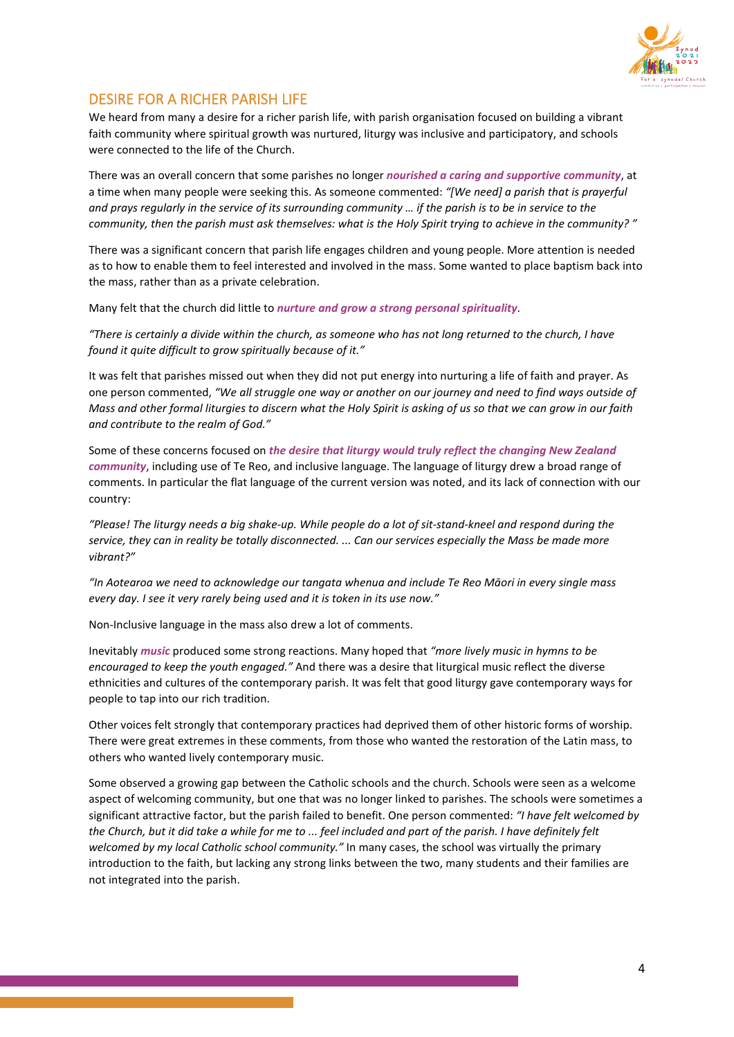## DESIRE FOR A RICHER PARISH LIFE

We heard from many a desire for a richer parish life, with parish organisation focused on building a vibrant faith community where spiritual growth was nurtured, liturgy was inclusive and participatory, and schools were connected to the life of the Church.

There was an overall concern that some parishes no longer ***nourished a caring and supportive community***, at a time when many people were seeking this. As someone commented: *"[We need] a parish that is prayerful and prays regularly in the service of its surrounding community … if the parish is to be in service to the community, then the parish must ask themselves: what is the Holy Spirit trying to achieve in the community? "*

There was a significant concern that parish life engages children and young people. More attention is needed as to how to enable them to feel interested and involved in the mass. Some wanted to place baptism back into the mass, rather than as a private celebration.

Many felt that the church did little to ***nurture and grow a strong personal spirituality***.

*"There is certainly a divide within the church, as someone who has not long returned to the church, I have found it quite difficult to grow spiritually because of it."*

It was felt that parishes missed out when they did not put energy into nurturing a life of faith and prayer. As one person commented, *"We all struggle one way or another on our journey and need to find ways outside of Mass and other formal liturgies to discern what the Holy Spirit is asking of us so that we can grow in our faith and contribute to the realm of God."*

Some of these concerns focused on ***the desire that liturgy would truly reflect the changing New Zealand community***, including use of Te Reo, and inclusive language. The language of liturgy drew a broad range of comments. In particular the flat language of the current version was noted, and its lack of connection with our country:

*"Please! The liturgy needs a big shake-up. While people do a lot of sit-stand-kneel and respond during the service, they can in reality be totally disconnected. ... Can our services especially the Mass be made more vibrant?"*

*"In Aotearoa we need to acknowledge our tangata whenua and include Te Reo Māori in every single mass every day. I see it very rarely being used and it is token in its use now."*

Non-Inclusive language in the mass also drew a lot of comments.

Inevitably ***music*** produced some strong reactions. Many hoped that *"more lively music in hymns to be encouraged to keep the youth engaged."* And there was a desire that liturgical music reflect the diverse ethnicities and cultures of the contemporary parish. It was felt that good liturgy gave contemporary ways for people to tap into our rich tradition.

Other voices felt strongly that contemporary practices had deprived them of other historic forms of worship. There were great extremes in these comments, from those who wanted the restoration of the Latin mass, to others who wanted lively contemporary music.

Some observed a growing gap between the Catholic schools and the church. Schools were seen as a welcome aspect of welcoming community, but one that was no longer linked to parishes. The schools were sometimes a significant attractive factor, but the parish failed to benefit. One person commented: *"I have felt welcomed by the Church, but it did take a while for me to ... feel included and part of the parish. I have definitely felt welcomed by my local Catholic school community."* In many cases, the school was virtually the primary introduction to the faith, but lacking any strong links between the two, many students and their families are not integrated into the parish.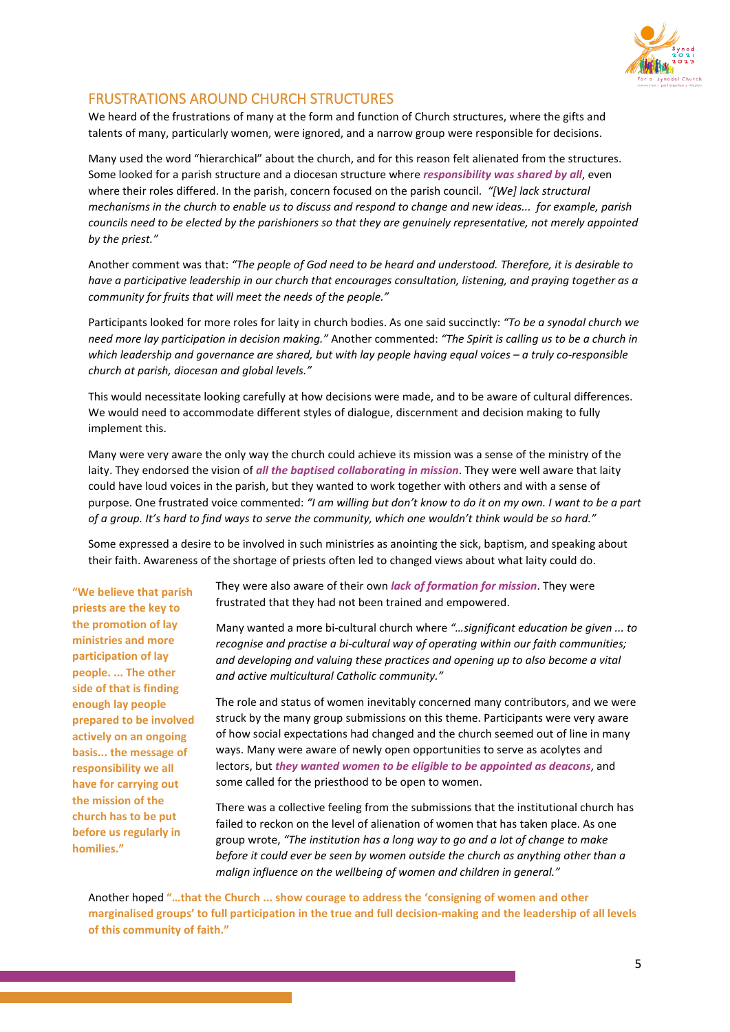## FRUSTRATIONS AROUND CHURCH STRUCTURES

We heard of the frustrations of many at the form and function of Church structures, where the gifts and talents of many, particularly women, were ignored, and a narrow group were responsible for decisions.

Many used the word "hierarchical" about the church, and for this reason felt alienated from the structures. Some looked for a parish structure and a diocesan structure where ***responsibility was shared by all***, even where their roles differed. In the parish, concern focused on the parish council. *"[We] lack structural mechanisms in the church to enable us to discuss and respond to change and new ideas... for example, parish councils need to be elected by the parishioners so that they are genuinely representative, not merely appointed by the priest."*

Another comment was that: *"The people of God need to be heard and understood. Therefore, it is desirable to have a participative leadership in our church that encourages consultation, listening, and praying together as a community for fruits that will meet the needs of the people."*

Participants looked for more roles for laity in church bodies. As one said succinctly: *"To be a synodal church we need more lay participation in decision making."* Another commented: *"The Spirit is calling us to be a church in which leadership and governance are shared, but with lay people having equal voices – a truly co-responsible church at parish, diocesan and global levels."*

This would necessitate looking carefully at how decisions were made, and to be aware of cultural differences. We would need to accommodate different styles of dialogue, discernment and decision making to fully implement this.

Many were very aware the only way the church could achieve its mission was a sense of the ministry of the laity. They endorsed the vision of ***all the baptised collaborating in mission***. They were well aware that laity could have loud voices in the parish, but they wanted to work together with others and with a sense of purpose. One frustrated voice commented: *"I am willing but don't know to do it on my own. I want to be a part of a group. It's hard to find ways to serve the community, which one wouldn't think would be so hard."*

Some expressed a desire to be involved in such ministries as anointing the sick, baptism, and speaking about their faith. Awareness of the shortage of priests often led to changed views about what laity could do.

**"We believe that parish priests are the key to the promotion of lay ministries and more participation of lay people. ... The other side of that is finding enough lay people prepared to be involved actively on an ongoing basis... the message of responsibility we all have for carrying out the mission of the church has to be put before us regularly in homilies."**

They were also aware of their own ***lack of formation for mission***. They were frustrated that they had not been trained and empowered.

Many wanted a more bi-cultural church where *"…significant education be given ... to recognise and practise a bi-cultural way of operating within our faith communities; and developing and valuing these practices and opening up to also become a vital and active multicultural Catholic community."*

The role and status of women inevitably concerned many contributors, and we were struck by the many group submissions on this theme. Participants were very aware of how social expectations had changed and the church seemed out of line in many ways. Many were aware of newly open opportunities to serve as acolytes and lectors, but ***they wanted women to be eligible to be appointed as deacons***, and some called for the priesthood to be open to women.

There was a collective feeling from the submissions that the institutional church has failed to reckon on the level of alienation of women that has taken place. As one group wrote, *"The institution has a long way to go and a lot of change to make before it could ever be seen by women outside the church as anything other than a malign influence on the wellbeing of women and children in general."*

Another hoped **"…that the Church ... show courage to address the 'consigning of women and other marginalised groups' to full participation in the true and full decision-making and the leadership of all levels of this community of faith."**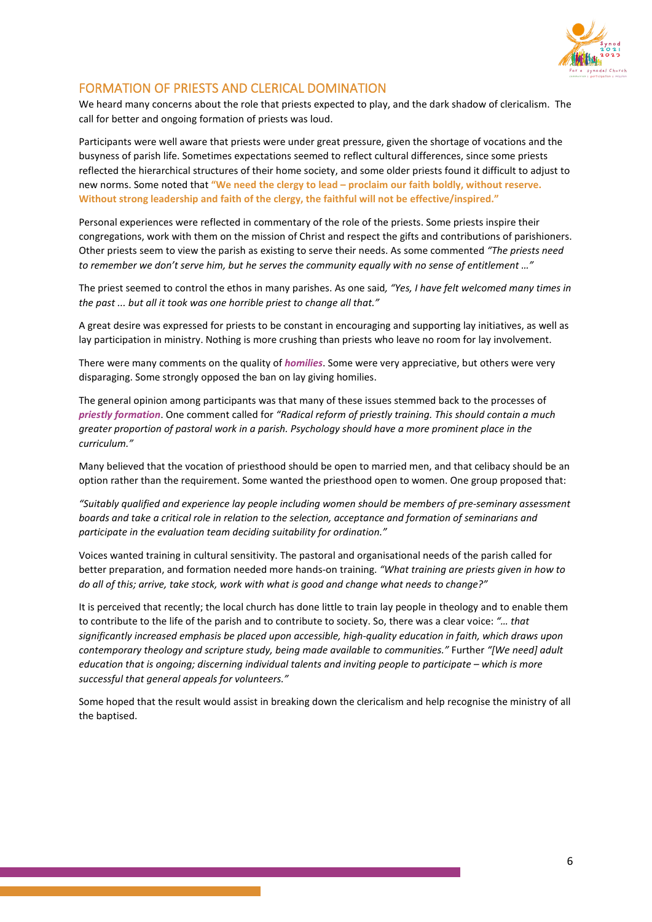## FORMATION OF PRIESTS AND CLERICAL DOMINATION

We heard many concerns about the role that priests expected to play, and the dark shadow of clericalism. The call for better and ongoing formation of priests was loud.

Participants were well aware that priests were under great pressure, given the shortage of vocations and the busyness of parish life. Sometimes expectations seemed to reflect cultural differences, since some priests reflected the hierarchical structures of their home society, and some older priests found it difficult to adjust to new norms. Some noted that **"We need the clergy to lead – proclaim our faith boldly, without reserve. Without strong leadership and faith of the clergy, the faithful will not be effective/inspired."**

Personal experiences were reflected in commentary of the role of the priests. Some priests inspire their congregations, work with them on the mission of Christ and respect the gifts and contributions of parishioners. Other priests seem to view the parish as existing to serve their needs. As some commented *"The priests need to remember we don't serve him, but he serves the community equally with no sense of entitlement …"*

The priest seemed to control the ethos in many parishes. As one said*, "Yes, I have felt welcomed many times in the past ... but all it took was one horrible priest to change all that."*

A great desire was expressed for priests to be constant in encouraging and supporting lay initiatives, as well as lay participation in ministry. Nothing is more crushing than priests who leave no room for lay involvement.

There were many comments on the quality of ***homilies***. Some were very appreciative, but others were very disparaging. Some strongly opposed the ban on lay giving homilies.

The general opinion among participants was that many of these issues stemmed back to the processes of ***priestly formation***. One comment called for *"Radical reform of priestly training. This should contain a much greater proportion of pastoral work in a parish. Psychology should have a more prominent place in the curriculum."*

Many believed that the vocation of priesthood should be open to married men, and that celibacy should be an option rather than the requirement. Some wanted the priesthood open to women. One group proposed that:

*"Suitably qualified and experience lay people including women should be members of pre-seminary assessment boards and take a critical role in relation to the selection, acceptance and formation of seminarians and participate in the evaluation team deciding suitability for ordination."*

Voices wanted training in cultural sensitivity. The pastoral and organisational needs of the parish called for better preparation, and formation needed more hands-on training. *"What training are priests given in how to do all of this; arrive, take stock, work with what is good and change what needs to change?"*

It is perceived that recently; the local church has done little to train lay people in theology and to enable them to contribute to the life of the parish and to contribute to society. So, there was a clear voice: *"… that significantly increased emphasis be placed upon accessible, high-quality education in faith, which draws upon contemporary theology and scripture study, being made available to communities."* Further *"[We need] adult education that is ongoing; discerning individual talents and inviting people to participate – which is more successful that general appeals for volunteers."*

Some hoped that the result would assist in breaking down the clericalism and help recognise the ministry of all the baptised.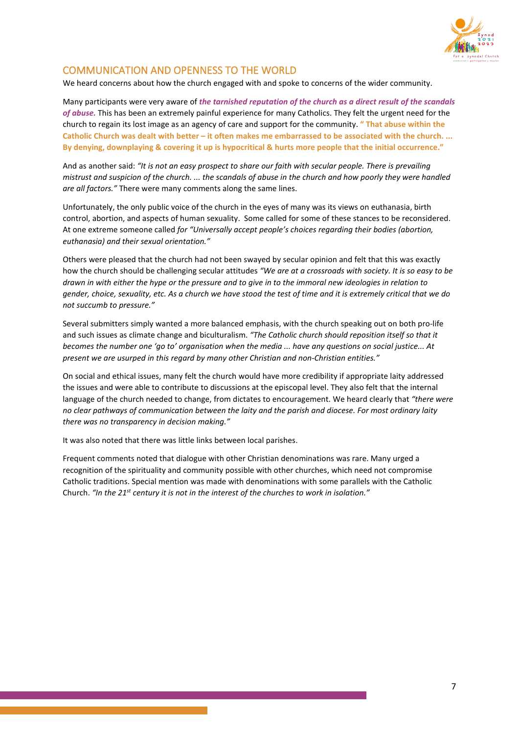## COMMUNICATION AND OPENNESS TO THE WORLD

We heard concerns about how the church engaged with and spoke to concerns of the wider community.

Many participants were very aware of ***the tarnished reputation of the church as a direct result of the scandals of abuse.*** This has been an extremely painful experience for many Catholics. They felt the urgent need for the church to regain its lost image as an agency of care and support for the community. **" That abuse within the Catholic Church was dealt with better – it often makes me embarrassed to be associated with the church. ... By denying, downplaying & covering it up is hypocritical & hurts more people that the initial occurrence."**

And as another said: *"It is not an easy prospect to share our faith with secular people. There is prevailing mistrust and suspicion of the church. ... the scandals of abuse in the church and how poorly they were handled are all factors."* There were many comments along the same lines.

Unfortunately, the only public voice of the church in the eyes of many was its views on euthanasia, birth control, abortion, and aspects of human sexuality. Some called for some of these stances to be reconsidered. At one extreme someone called *for "Universally accept people's choices regarding their bodies (abortion, euthanasia) and their sexual orientation."*

Others were pleased that the church had not been swayed by secular opinion and felt that this was exactly how the church should be challenging secular attitudes *"We are at a crossroads with society. It is so easy to be drawn in with either the hype or the pressure and to give in to the immoral new ideologies in relation to gender, choice, sexuality, etc. As a church we have stood the test of time and it is extremely critical that we do not succumb to pressure."*

Several submitters simply wanted a more balanced emphasis, with the church speaking out on both pro-life and such issues as climate change and biculturalism. *"The Catholic church should reposition itself so that it becomes the number one 'go to' organisation when the media ... have any questions on social justice... At present we are usurped in this regard by many other Christian and non-Christian entities."*

On social and ethical issues, many felt the church would have more credibility if appropriate laity addressed the issues and were able to contribute to discussions at the episcopal level. They also felt that the internal language of the church needed to change, from dictates to encouragement. We heard clearly that *"there were no clear pathways of communication between the laity and the parish and diocese. For most ordinary laity there was no transparency in decision making."*

It was also noted that there was little links between local parishes.

Frequent comments noted that dialogue with other Christian denominations was rare. Many urged a recognition of the spirituality and community possible with other churches, which need not compromise Catholic traditions. Special mention was made with denominations with some parallels with the Catholic Church. *"In the 21st century it is not in the interest of the churches to work in isolation."*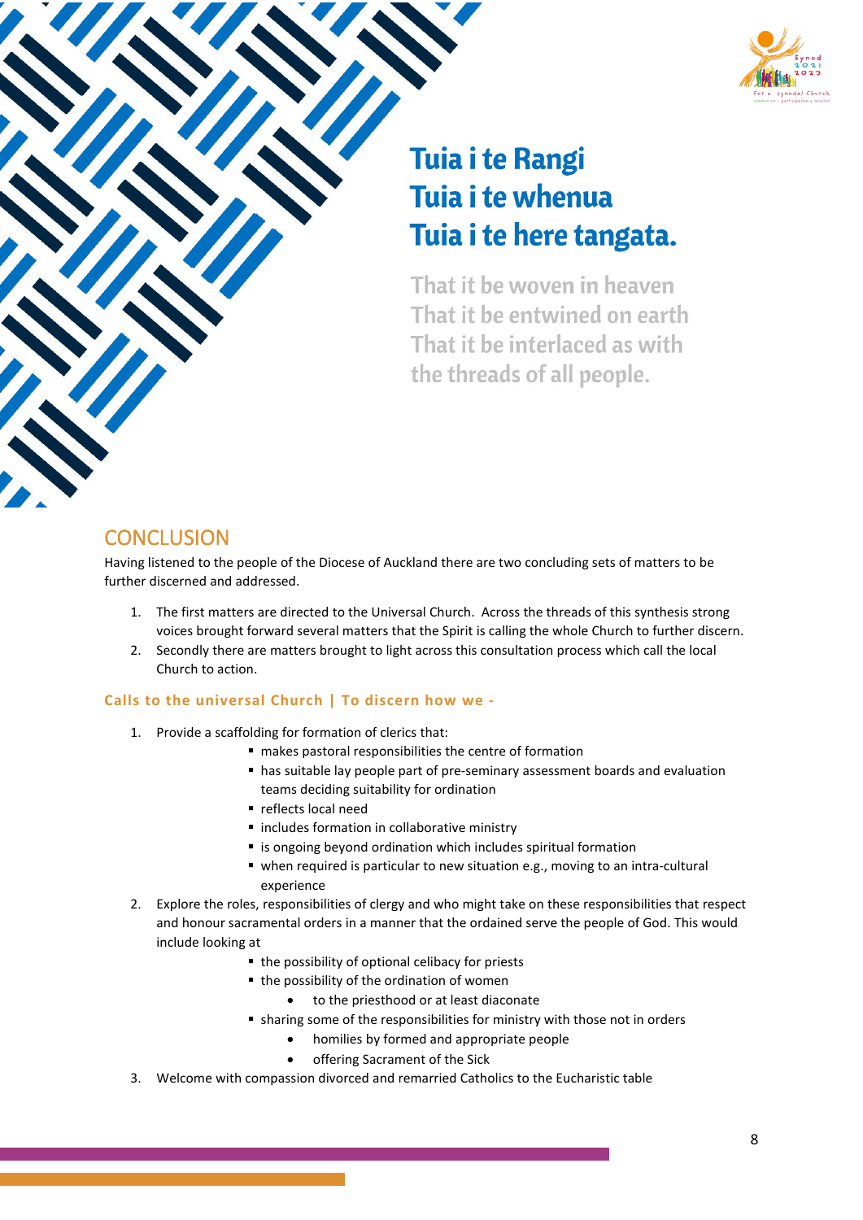# Tuia i te Rangi
# Tuia i te whenua
# Tuia i te here tangata.

That it be woven in heaven
That it be entwined on earth
That it be interlaced as with
the threads of all people.

## CONCLUSION

Having listened to the people of the Diocese of Auckland there are two concluding sets of matters to be further discerned and addressed.

1. The first matters are directed to the Universal Church. Across the threads of this synthesis strong voices brought forward several matters that the Spirit is calling the whole Church to further discern.
2. Secondly there are matters brought to light across this consultation process which call the local Church to action.

### Calls to the universal Church | To discern how we -

1. Provide a scaffolding for formation of clerics that:
   - makes pastoral responsibilities the centre of formation
   - has suitable lay people part of pre-seminary assessment boards and evaluation teams deciding suitability for ordination
   - reflects local need
   - includes formation in collaborative ministry
   - is ongoing beyond ordination which includes spiritual formation
   - when required is particular to new situation e.g., moving to an intra-cultural experience
2. Explore the roles, responsibilities of clergy and who might take on these responsibilities that respect and honour sacramental orders in a manner that the ordained serve the people of God. This would include looking at
   - the possibility of optional celibacy for priests
   - the possibility of the ordination of women
     - to the priesthood or at least diaconate
   - sharing some of the responsibilities for ministry with those not in orders
     - homilies by formed and appropriate people
     - offering Sacrament of the Sick
3. Welcome with compassion divorced and remarried Catholics to the Eucharistic table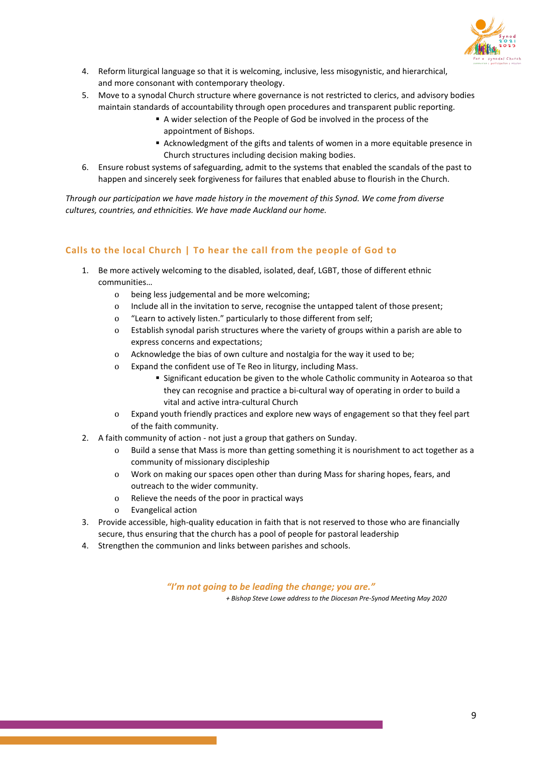4. Reform liturgical language so that it is welcoming, inclusive, less misogynistic, and hierarchical, and more consonant with contemporary theology.
5. Move to a synodal Church structure where governance is not restricted to clerics, and advisory bodies maintain standards of accountability through open procedures and transparent public reporting.
    - A wider selection of the People of God be involved in the process of the appointment of Bishops.
    - Acknowledgment of the gifts and talents of women in a more equitable presence in Church structures including decision making bodies.
6. Ensure robust systems of safeguarding, admit to the systems that enabled the scandals of the past to happen and sincerely seek forgiveness for failures that enabled abuse to flourish in the Church.

*Through our participation we have made history in the movement of this Synod. We come from diverse cultures, countries, and ethnicities. We have made Auckland our home.*

## Calls to the local Church | To hear the call from the people of God to

1. Be more actively welcoming to the disabled, isolated, deaf, LGBT, those of different ethnic communities…
    - being less judgemental and be more welcoming;
    - Include all in the invitation to serve, recognise the untapped talent of those present;
    - "Learn to actively listen." particularly to those different from self;
    - Establish synodal parish structures where the variety of groups within a parish are able to express concerns and expectations;
    - Acknowledge the bias of own culture and nostalgia for the way it used to be;
    - Expand the confident use of Te Reo in liturgy, including Mass.
        - Significant education be given to the whole Catholic community in Aotearoa so that they can recognise and practice a bi-cultural way of operating in order to build a vital and active intra-cultural Church
    - Expand youth friendly practices and explore new ways of engagement so that they feel part of the faith community.
2. A faith community of action - not just a group that gathers on Sunday.
    - Build a sense that Mass is more than getting something it is nourishment to act together as a community of missionary discipleship
    - Work on making our spaces open other than during Mass for sharing hopes, fears, and outreach to the wider community.
    - Relieve the needs of the poor in practical ways
    - Evangelical action
3. Provide accessible, high-quality education in faith that is not reserved to those who are financially secure, thus ensuring that the church has a pool of people for pastoral leadership
4. Strengthen the communion and links between parishes and schools.

***"I'm not going to be leading the change; you are."***

*+ Bishop Steve Lowe address to the Diocesan Pre-Synod Meeting May 2020*